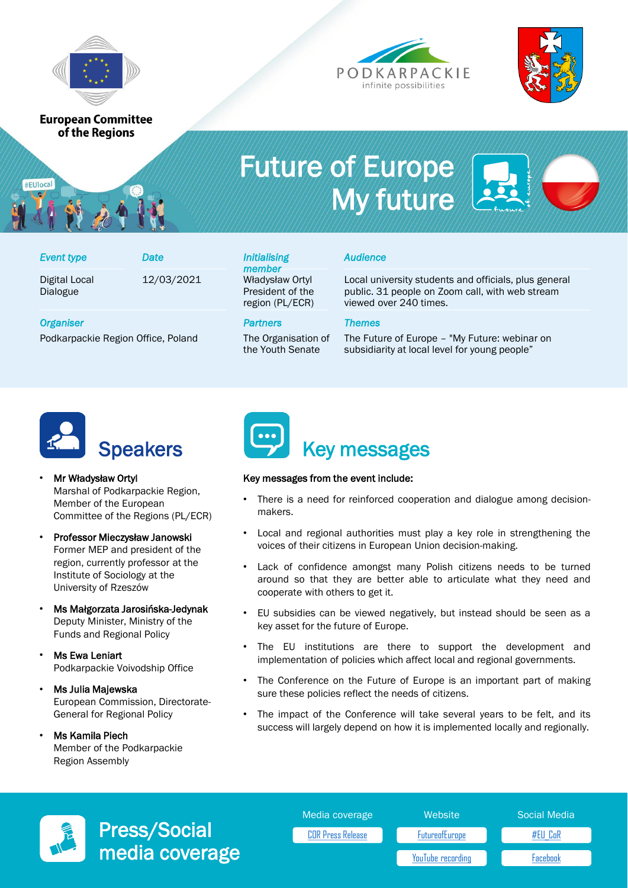European Committee of the Regions

PODKARPACKIE
infinite possibilities

# Future of Europe My future

| *Event type* | *Date* | *Initialising member* | *Audience* |
| --- | --- | --- | --- |
| Digital Local Dialogue | 12/03/2021 | Władysław Ortyl President of the region (PL/ECR) | Local university students and officials, plus general public. 31 people on Zoom call, with web stream viewed over 240 times. |

| *Organiser* | *Partners* | *Themes* |
| --- | --- | --- |
| Podkarpackie Region Office, Poland | The Organisation of the Youth Senate | The Future of Europe – "My Future: webinar on subsidiarity at local level for young people" |

## Speakers

- **Mr Władysław Ortyl**
  Marshal of Podkarpackie Region, Member of the European Committee of the Regions (PL/ECR)
- **Professor Mieczysław Janowski**
  Former MEP and president of the region, currently professor at the Institute of Sociology at the University of Rzeszów
- **Ms Małgorzata Jarosińska-Jedynak**
  Deputy Minister, Ministry of the Funds and Regional Policy
- **Ms Ewa Leniart**
  Podkarpackie Voivodship Office
- **Ms Julia Majewska**
  European Commission, Directorate-General for Regional Policy
- **Ms Kamila Piech**
  Member of the Podkarpackie Region Assembly

## Key messages

**Key messages from the event include:**

- There is a need for reinforced cooperation and dialogue among decision-makers.
- Local and regional authorities must play a key role in strengthening the voices of their citizens in European Union decision-making.
- Lack of confidence amongst many Polish citizens needs to be turned around so that they are better able to articulate what they need and cooperate with others to get it.
- EU subsidies can be viewed negatively, but instead should be seen as a key asset for the future of Europe.
- The EU institutions are there to support the development and implementation of policies which affect local and regional governments.
- The Conference on the Future of Europe is an important part of making sure these policies reflect the needs of citizens.
- The impact of the Conference will take several years to be felt, and its success will largely depend on how it is implemented locally and regionally.

## Press/Social media coverage

| Media coverage | Website | Social Media |
| --- | --- | --- |
| COR Press Release | FutureofEurope | #EU_CoR |
| | YouTube recording | Facebook |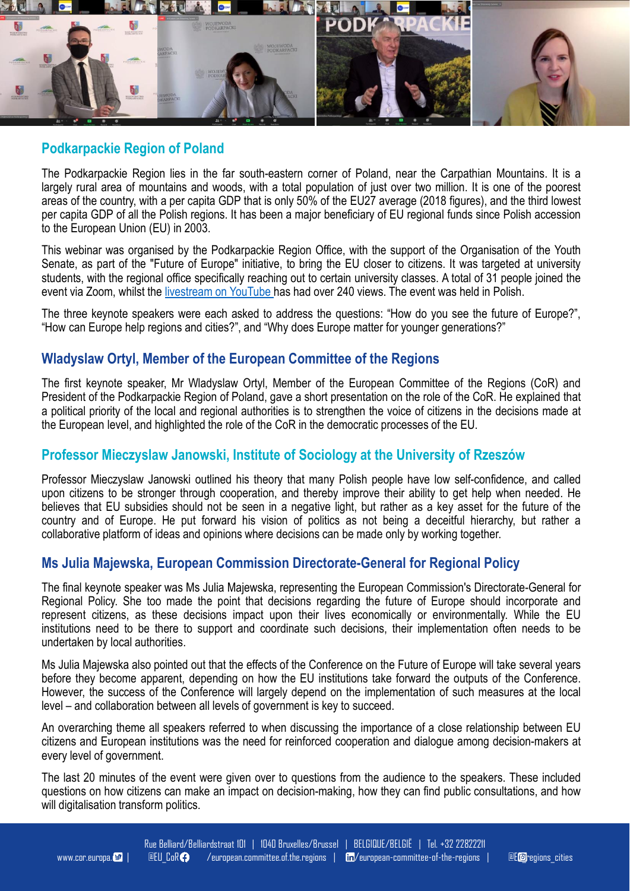## Podkarpackie Region of Poland

The Podkarpackie Region lies in the far south-eastern corner of Poland, near the Carpathian Mountains. It is a largely rural area of mountains and woods, with a total population of just over two million. It is one of the poorest areas of the country, with a per capita GDP that is only 50% of the EU27 average (2018 figures), and the third lowest per capita GDP of all the Polish regions. It has been a major beneficiary of EU regional funds since Polish accession to the European Union (EU) in 2003.

This webinar was organised by the Podkarpackie Region Office, with the support of the Organisation of the Youth Senate, as part of the "Future of Europe" initiative, to bring the EU closer to citizens. It was targeted at university students, with the regional office specifically reaching out to certain university classes. A total of 31 people joined the event via Zoom, whilst the livestream on YouTube has had over 240 views. The event was held in Polish.

The three keynote speakers were each asked to address the questions: "How do you see the future of Europe?", "How can Europe help regions and cities?", and "Why does Europe matter for younger generations?"

## Wladyslaw Ortyl, Member of the European Committee of the Regions

The first keynote speaker, Mr Wladyslaw Ortyl, Member of the European Committee of the Regions (CoR) and President of the Podkarpackie Region of Poland, gave a short presentation on the role of the CoR. He explained that a political priority of the local and regional authorities is to strengthen the voice of citizens in the decisions made at the European level, and highlighted the role of the CoR in the democratic processes of the EU.

## Professor Mieczyslaw Janowski, Institute of Sociology at the University of Rzeszów

Professor Mieczyslaw Janowski outlined his theory that many Polish people have low self-confidence, and called upon citizens to be stronger through cooperation, and thereby improve their ability to get help when needed. He believes that EU subsidies should not be seen in a negative light, but rather as a key asset for the future of the country and of Europe. He put forward his vision of politics as not being a deceitful hierarchy, but rather a collaborative platform of ideas and opinions where decisions can be made only by working together.

## Ms Julia Majewska, European Commission Directorate-General for Regional Policy

The final keynote speaker was Ms Julia Majewska, representing the European Commission's Directorate-General for Regional Policy. She too made the point that decisions regarding the future of Europe should incorporate and represent citizens, as these decisions impact upon their lives economically or environmentally. While the EU institutions need to be there to support and coordinate such decisions, their implementation often needs to be undertaken by local authorities.

Ms Julia Majewska also pointed out that the effects of the Conference on the Future of Europe will take several years before they become apparent, depending on how the EU institutions take forward the outputs of the Conference. However, the success of the Conference will largely depend on the implementation of such measures at the local level – and collaboration between all levels of government is key to succeed.

An overarching theme all speakers referred to when discussing the importance of a close relationship between EU citizens and European institutions was the need for reinforced cooperation and dialogue among decision-makers at every level of government.

The last 20 minutes of the event were given over to questions from the audience to the speakers. These included questions on how citizens can make an impact on decision-making, how they can find public consultations, and how will digitalisation transform politics.

Rue Belliard/Belliardstraat 101 | 1040 Bruxelles/Brussel | BELGIQUE/BELGIË | Tel. +32 22822211

www.cor.europa.eu | @EU_CoR | /european.committee.of.the.regions | /european-committee-of-the-regions | @EU_regions_cities